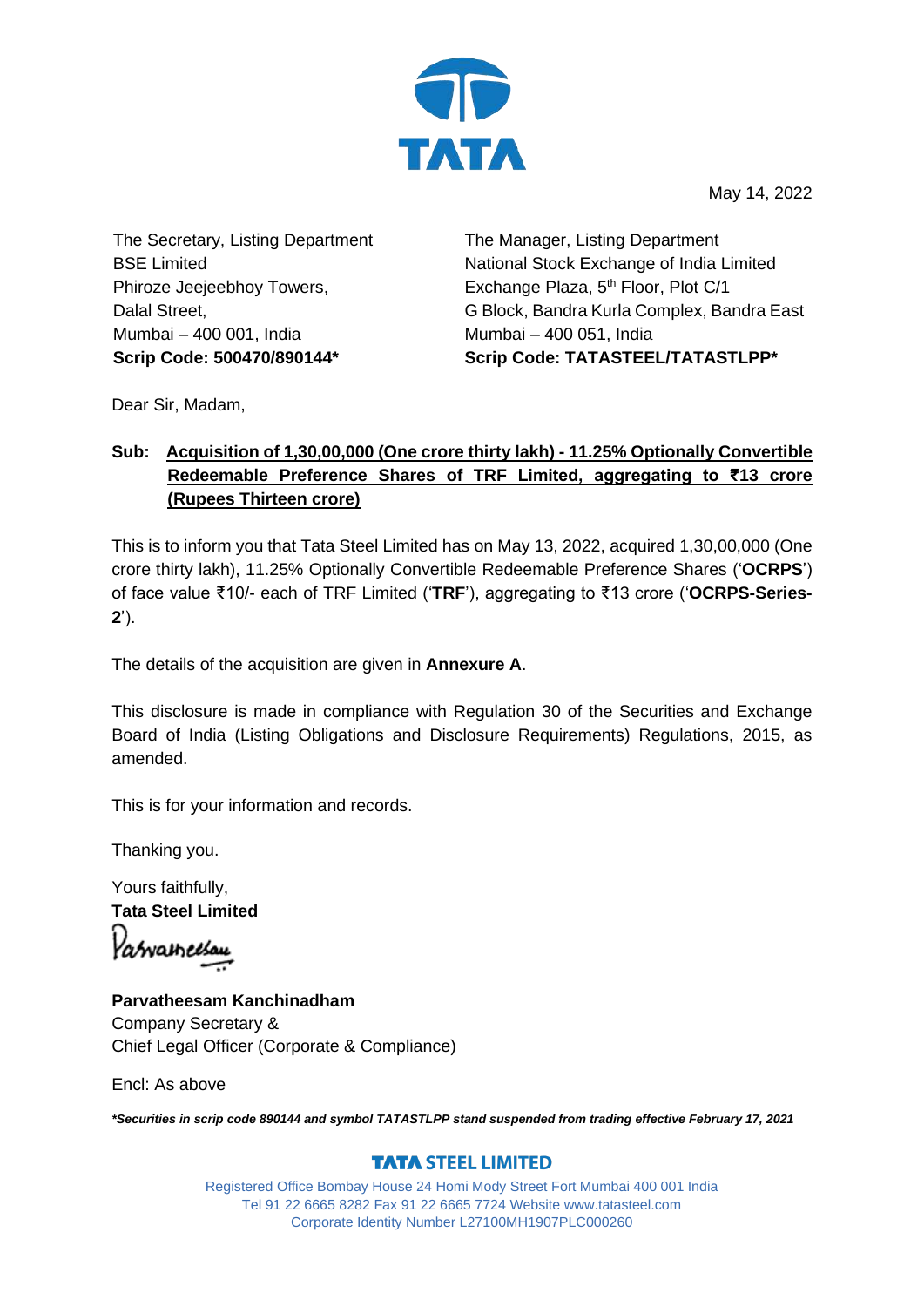May 14, 2022

The Secretary, Listing Department
BSE Limited
Phiroze Jeejeebhoy Towers,
Dalal Street,
Mumbai – 400 001, India
**Scrip Code: 500470/890144***

The Manager, Listing Department
National Stock Exchange of India Limited
Exchange Plaza, 5th Floor, Plot C/1
G Block, Bandra Kurla Complex, Bandra East
Mumbai – 400 051, India
**Scrip Code: TATASTEEL/TATASTLPP***

Dear Sir, Madam,

**Sub: Acquisition of 1,30,00,000 (One crore thirty lakh) - 11.25% Optionally Convertible Redeemable Preference Shares of TRF Limited, aggregating to ₹13 crore (Rupees Thirteen crore)**

This is to inform you that Tata Steel Limited has on May 13, 2022, acquired 1,30,00,000 (One crore thirty lakh), 11.25% Optionally Convertible Redeemable Preference Shares ('**OCRPS**') of face value ₹10/- each of TRF Limited ('**TRF**'), aggregating to ₹13 crore ('**OCRPS-Series-2**').

The details of the acquisition are given in **Annexure A**.

This disclosure is made in compliance with Regulation 30 of the Securities and Exchange Board of India (Listing Obligations and Disclosure Requirements) Regulations, 2015, as amended.

This is for your information and records.

Thanking you.

Yours faithfully,
**Tata Steel Limited**

**Parvatheesam Kanchinadham**
Company Secretary &
Chief Legal Officer (Corporate & Compliance)

Encl: As above

***Securities in scrip code 890144 and symbol TATASTLPP stand suspended from trading effective February 17, 2021***

**TATA STEEL LIMITED**
Registered Office Bombay House 24 Homi Mody Street Fort Mumbai 400 001 India
Tel 91 22 6665 8282 Fax 91 22 6665 7724 Website www.tatasteel.com
Corporate Identity Number L27100MH1907PLC000260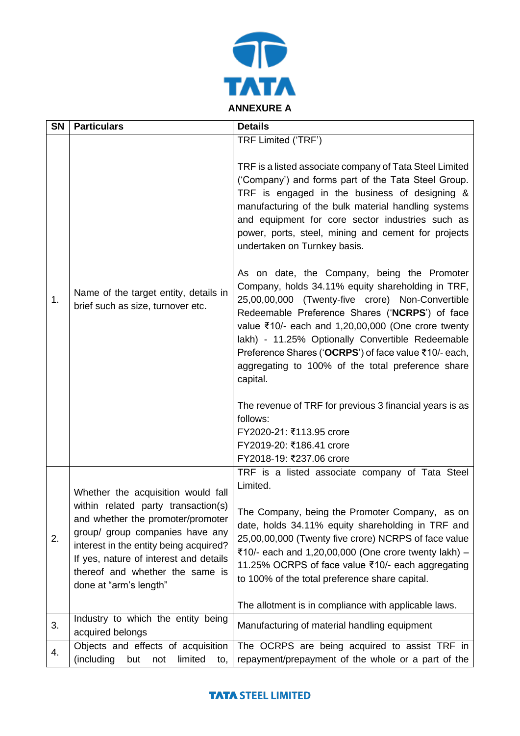## ANNEXURE A

| SN | Particulars | Details |
|---|---|---|
| 1. | Name of the target entity, details in brief such as size, turnover etc. | TRF Limited ('TRF')<br><br>TRF is a listed associate company of Tata Steel Limited ('Company') and forms part of the Tata Steel Group. TRF is engaged in the business of designing & manufacturing of the bulk material handling systems and equipment for core sector industries such as power, ports, steel, mining and cement for projects undertaken on Turnkey basis.<br><br>As on date, the Company, being the Promoter Company, holds 34.11% equity shareholding in TRF, 25,00,00,000 (Twenty-five crore) Non-Convertible Redeemable Preference Shares ('**NCRPS**') of face value ₹10/- each and 1,20,00,000 (One crore twenty lakh) - 11.25% Optionally Convertible Redeemable Preference Shares ('**OCRPS**') of face value ₹10/- each, aggregating to 100% of the total preference share capital.<br><br>The revenue of TRF for previous 3 financial years is as follows:<br>FY2020-21: ₹113.95 crore<br>FY2019-20: ₹186.41 crore<br>FY2018-19: ₹237.06 crore |
| 2. | Whether the acquisition would fall within related party transaction(s) and whether the promoter/promoter group/ group companies have any interest in the entity being acquired? If yes, nature of interest and details thereof and whether the same is done at "arm's length" | TRF is a listed associate company of Tata Steel Limited.<br><br>The Company, being the Promoter Company, as on date, holds 34.11% equity shareholding in TRF and 25,00,00,000 (Twenty five crore) NCRPS of face value ₹10/- each and 1,20,00,000 (One crore twenty lakh) – 11.25% OCRPS of face value ₹10/- each aggregating to 100% of the total preference share capital.<br><br>The allotment is in compliance with applicable laws. |
| 3. | Industry to which the entity being acquired belongs | Manufacturing of material handling equipment |
| 4. | Objects and effects of acquisition (including but not limited to, | The OCRPS are being acquired to assist TRF in repayment/prepayment of the whole or a part of the |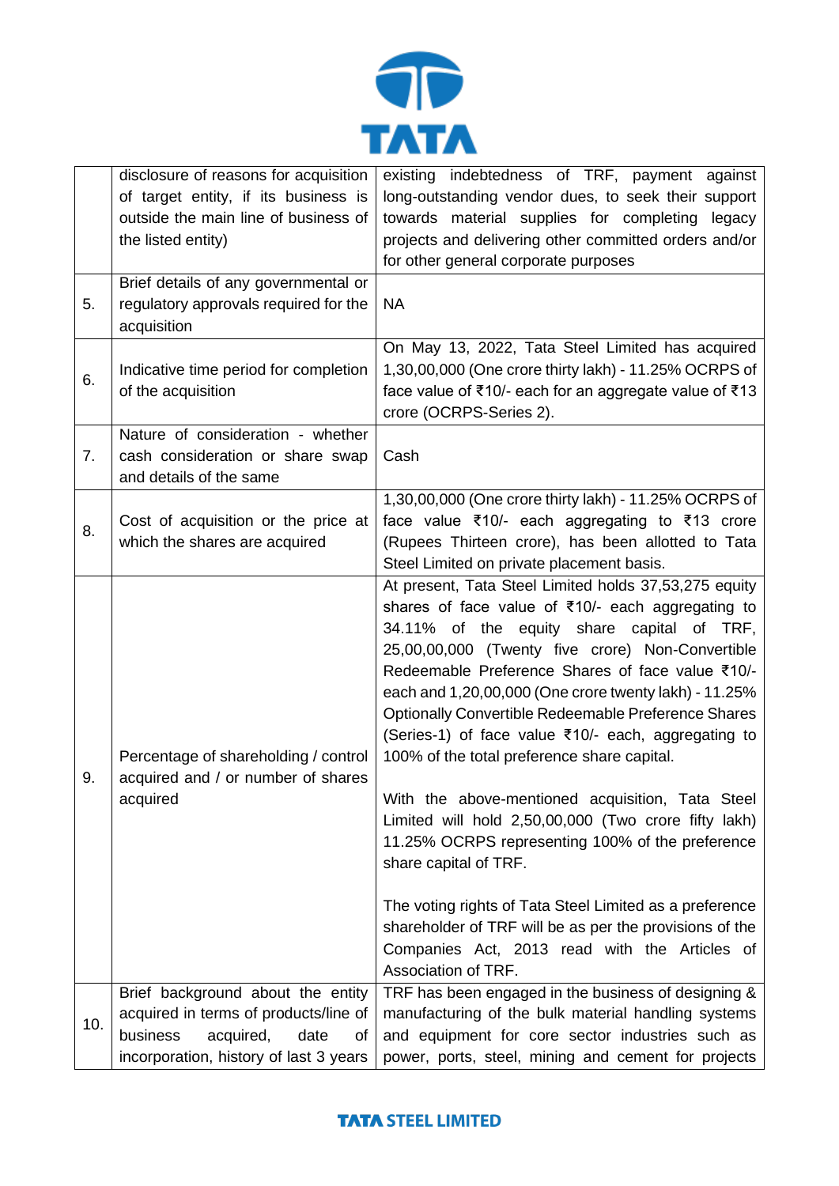| | | |
|---|---|---|
| | disclosure of reasons for acquisition of target entity, if its business is outside the main line of business of the listed entity) | existing indebtedness of TRF, payment against long-outstanding vendor dues, to seek their support towards material supplies for completing legacy projects and delivering other committed orders and/or for other general corporate purposes |
| 5. | Brief details of any governmental or regulatory approvals required for the acquisition | NA |
| 6. | Indicative time period for completion of the acquisition | On May 13, 2022, Tata Steel Limited has acquired 1,30,00,000 (One crore thirty lakh) - 11.25% OCRPS of face value of ₹10/- each for an aggregate value of ₹13 crore (OCRPS-Series 2). |
| 7. | Nature of consideration - whether cash consideration or share swap and details of the same | Cash |
| 8. | Cost of acquisition or the price at which the shares are acquired | 1,30,00,000 (One crore thirty lakh) - 11.25% OCRPS of face value ₹10/- each aggregating to ₹13 crore (Rupees Thirteen crore), has been allotted to Tata Steel Limited on private placement basis. |
| 9. | Percentage of shareholding / control acquired and / or number of shares acquired | At present, Tata Steel Limited holds 37,53,275 equity shares of face value of ₹10/- each aggregating to 34.11% of the equity share capital of TRF, 25,00,00,000 (Twenty five crore) Non-Convertible Redeemable Preference Shares of face value ₹10/- each and 1,20,00,000 (One crore twenty lakh) - 11.25% Optionally Convertible Redeemable Preference Shares (Series-1) of face value ₹10/- each, aggregating to 100% of the total preference share capital.<br><br>With the above-mentioned acquisition, Tata Steel Limited will hold 2,50,00,000 (Two crore fifty lakh) 11.25% OCRPS representing 100% of the preference share capital of TRF.<br><br>The voting rights of Tata Steel Limited as a preference shareholder of TRF will be as per the provisions of the Companies Act, 2013 read with the Articles of Association of TRF. |
| 10. | Brief background about the entity acquired in terms of products/line of business acquired, date of incorporation, history of last 3 years | TRF has been engaged in the business of designing & manufacturing of the bulk material handling systems and equipment for core sector industries such as power, ports, steel, mining and cement for projects |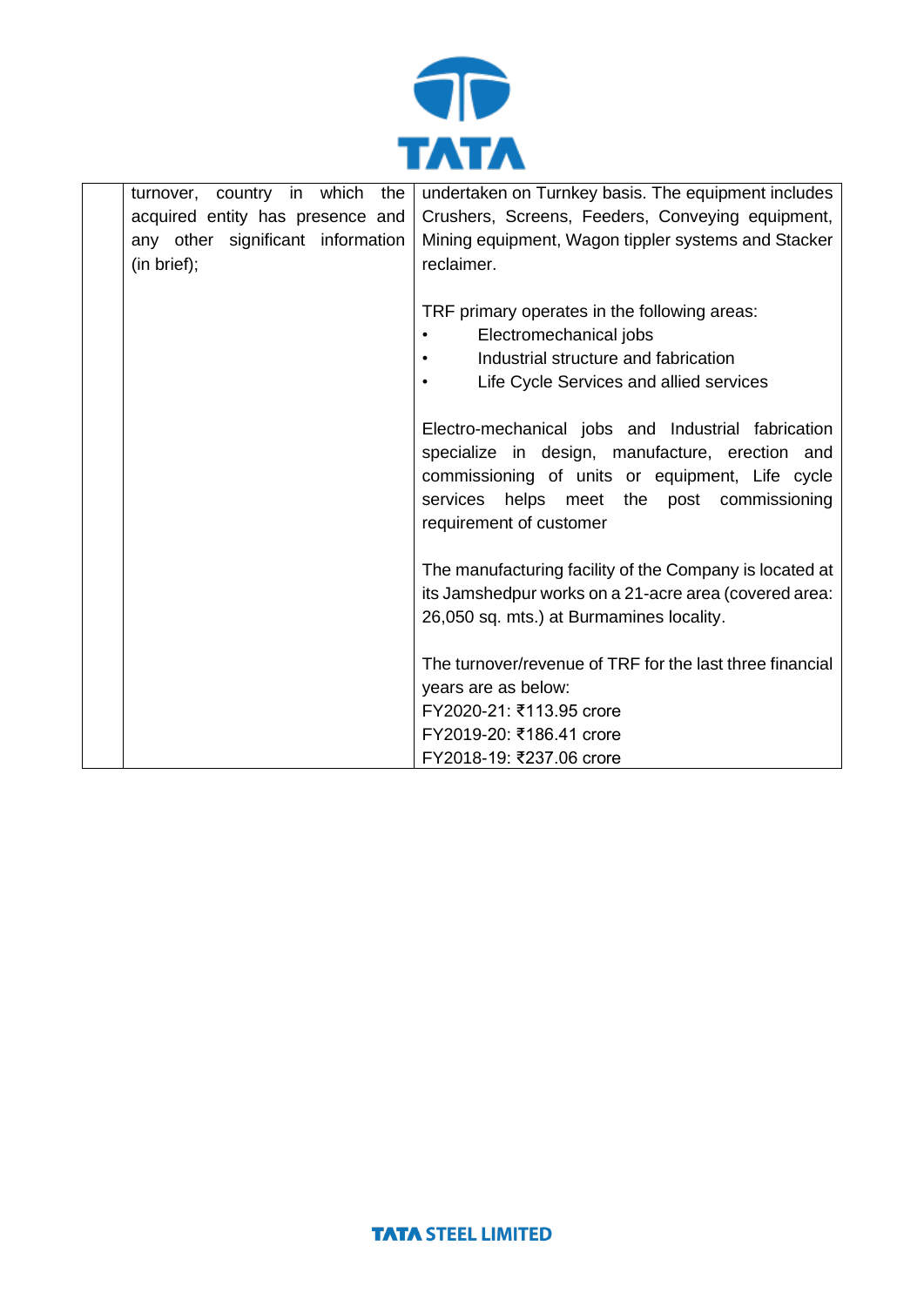| | | |
|---|---|---|
| | turnover, country in which the acquired entity has presence and any other significant information (in brief); | undertaken on Turnkey basis. The equipment includes Crushers, Screens, Feeders, Conveying equipment, Mining equipment, Wagon tippler systems and Stacker reclaimer.<br><br>TRF primary operates in the following areas:<br>• Electromechanical jobs<br>• Industrial structure and fabrication<br>• Life Cycle Services and allied services<br><br>Electro-mechanical jobs and Industrial fabrication specialize in design, manufacture, erection and commissioning of units or equipment, Life cycle services helps meet the post commissioning requirement of customer<br><br>The manufacturing facility of the Company is located at its Jamshedpur works on a 21-acre area (covered area: 26,050 sq. mts.) at Burmamines locality.<br><br>The turnover/revenue of TRF for the last three financial years are as below:<br>FY2020-21: ₹113.95 crore<br>FY2019-20: ₹186.41 crore<br>FY2018-19: ₹237.06 crore |